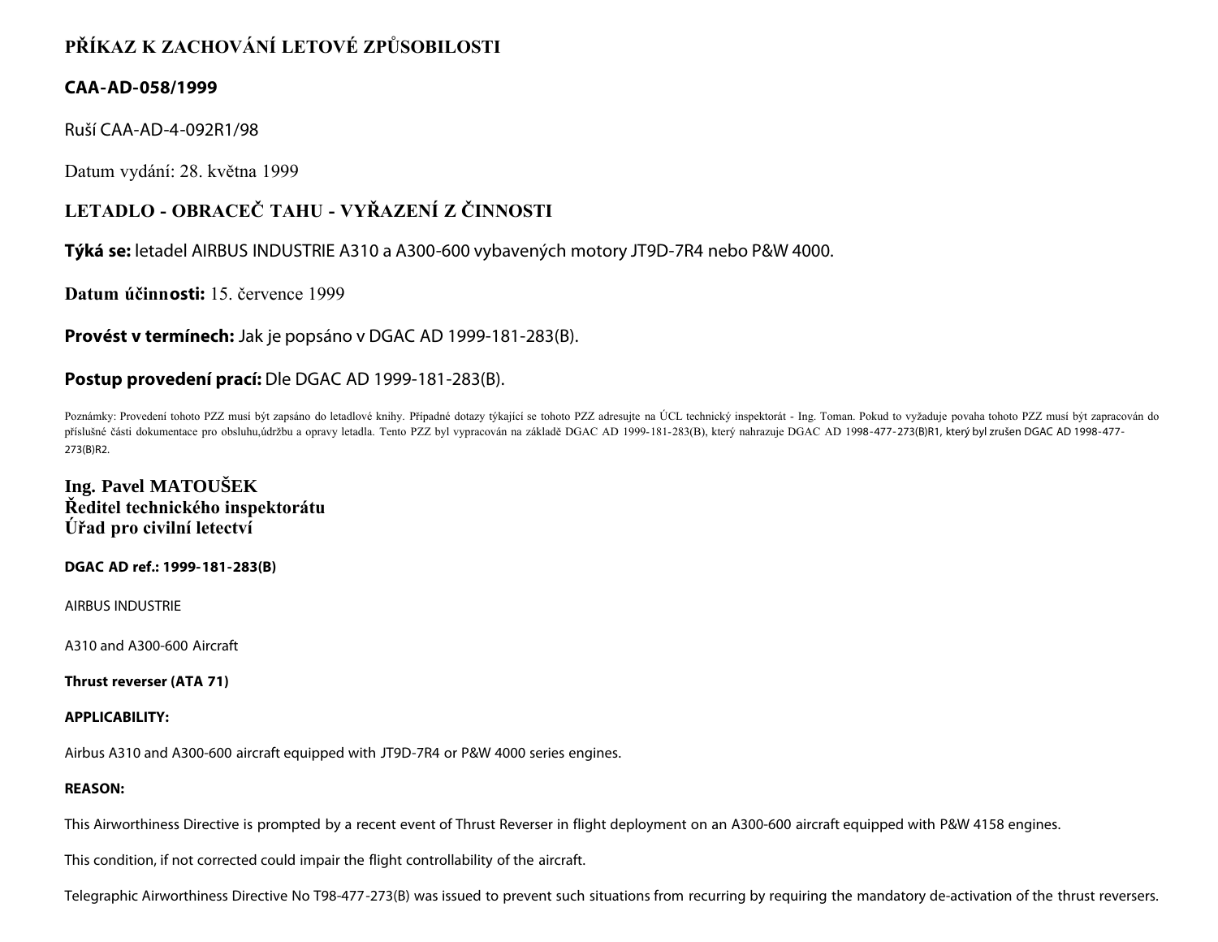# PŘÍKAZ K ZACHOVÁNÍ LETOVÉ ZPŮSOBILOSTI

## CAA-AD-058/1999

Ruší CAA-AD-4-092R1/98

Datum vydání: 28. května 1999

## LETADLO - OBRACEČ TAHU - VYŘAZENÍ Z ČINNOSTI

**Týká se:** letadel AIRBUS INDUSTRIE A310 a A300-600 vybavených motory JT9D-7R4 nebo P&W 4000.

**Datum účinnosti:** 15. července 1999

**Provést v termínech:** Jak je popsáno v DGAC AD 1999-181-283(B).

**Postup provedení prací:** Dle DGAC AD 1999-181-283(B).

Poznámky: Provedení tohoto PZZ musí být zapsáno do letadlové knihy. Případné dotazy týkající se tohoto PZZ adresujte na ÚCL technický inspektorát - Ing. Toman. Pokud to vyžaduje povaha tohoto PZZ musí být zapracován do příslušné části dokumentace pro obsluhu,údržbu a opravy letadla. Tento PZZ byl vypracován na základě DGAC AD 1999-181-283(B), který nahrazuje DGAC AD 1998-477-273(B)R1, který byl zrušen DGAC AD 1998-477-273(B)R2.

**Ing. Pavel MATOUŠEK**
**Ředitel technického inspektorátu**
**Úřad pro civilní letectví**

**DGAC AD ref.: 1999-181-283(B)**

AIRBUS INDUSTRIE

A310 and A300-600 Aircraft

**Thrust reverser (ATA 71)**

**APPLICABILITY:**

Airbus A310 and A300-600 aircraft equipped with JT9D-7R4 or P&W 4000 series engines.

**REASON:**

This Airworthiness Directive is prompted by a recent event of Thrust Reverser in flight deployment on an A300-600 aircraft equipped with P&W 4158 engines.

This condition, if not corrected could impair the flight controllability of the aircraft.

Telegraphic Airworthiness Directive No T98-477-273(B) was issued to prevent such situations from recurring by requiring the mandatory de-activation of the thrust reversers.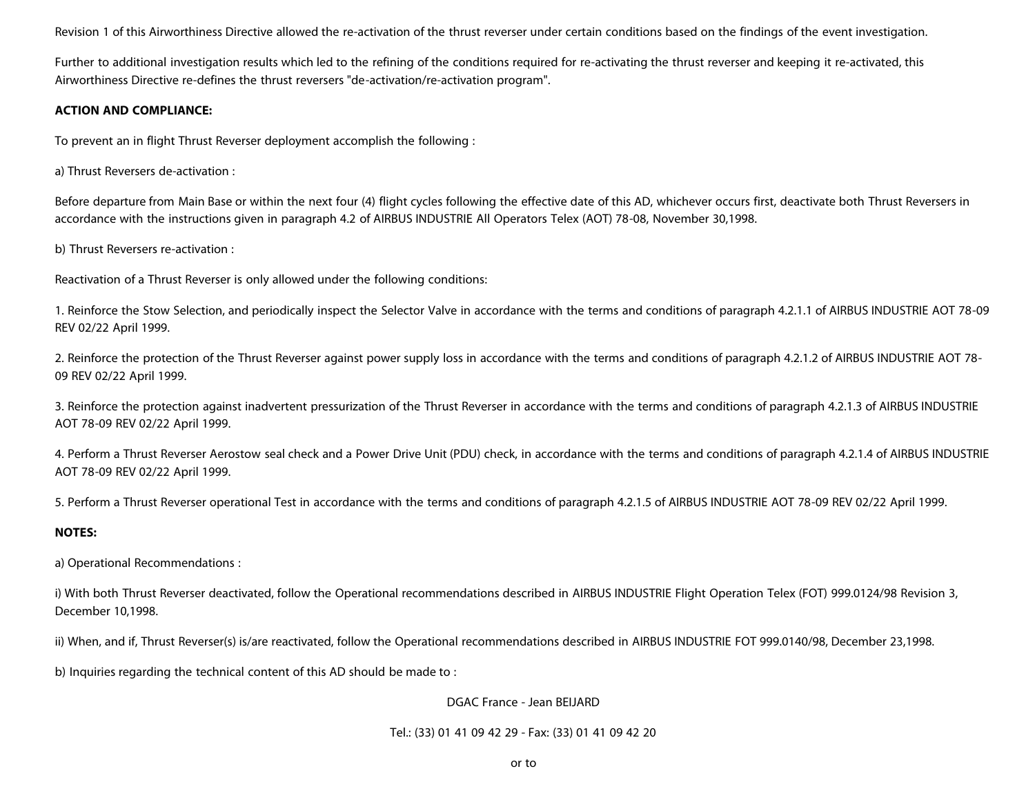Revision 1 of this Airworthiness Directive allowed the re-activation of the thrust reverser under certain conditions based on the findings of the event investigation.

Further to additional investigation results which led to the refining of the conditions required for re-activating the thrust reverser and keeping it re-activated, this Airworthiness Directive re-defines the thrust reversers "de-activation/re-activation program".

**ACTION AND COMPLIANCE:**

To prevent an in flight Thrust Reverser deployment accomplish the following :

a) Thrust Reversers de-activation :

Before departure from Main Base or within the next four (4) flight cycles following the effective date of this AD, whichever occurs first, deactivate both Thrust Reversers in accordance with the instructions given in paragraph 4.2 of AIRBUS INDUSTRIE All Operators Telex (AOT) 78-08, November 30,1998.

b) Thrust Reversers re-activation :

Reactivation of a Thrust Reverser is only allowed under the following conditions:

1. Reinforce the Stow Selection, and periodically inspect the Selector Valve in accordance with the terms and conditions of paragraph 4.2.1.1 of AIRBUS INDUSTRIE AOT 78-09 REV 02/22 April 1999.

2. Reinforce the protection of the Thrust Reverser against power supply loss in accordance with the terms and conditions of paragraph 4.2.1.2 of AIRBUS INDUSTRIE AOT 78-09 REV 02/22 April 1999.

3. Reinforce the protection against inadvertent pressurization of the Thrust Reverser in accordance with the terms and conditions of paragraph 4.2.1.3 of AIRBUS INDUSTRIE AOT 78-09 REV 02/22 April 1999.

4. Perform a Thrust Reverser Aerostow seal check and a Power Drive Unit (PDU) check, in accordance with the terms and conditions of paragraph 4.2.1.4 of AIRBUS INDUSTRIE AOT 78-09 REV 02/22 April 1999.

5. Perform a Thrust Reverser operational Test in accordance with the terms and conditions of paragraph 4.2.1.5 of AIRBUS INDUSTRIE AOT 78-09 REV 02/22 April 1999.

**NOTES:**

a) Operational Recommendations :

i) With both Thrust Reverser deactivated, follow the Operational recommendations described in AIRBUS INDUSTRIE Flight Operation Telex (FOT) 999.0124/98 Revision 3, December 10,1998.

ii) When, and if, Thrust Reverser(s) is/are reactivated, follow the Operational recommendations described in AIRBUS INDUSTRIE FOT 999.0140/98, December 23,1998.

b) Inquiries regarding the technical content of this AD should be made to :

DGAC France - Jean BEIJARD

Tel.: (33) 01 41 09 42 29 - Fax: (33) 01 41 09 42 20

or to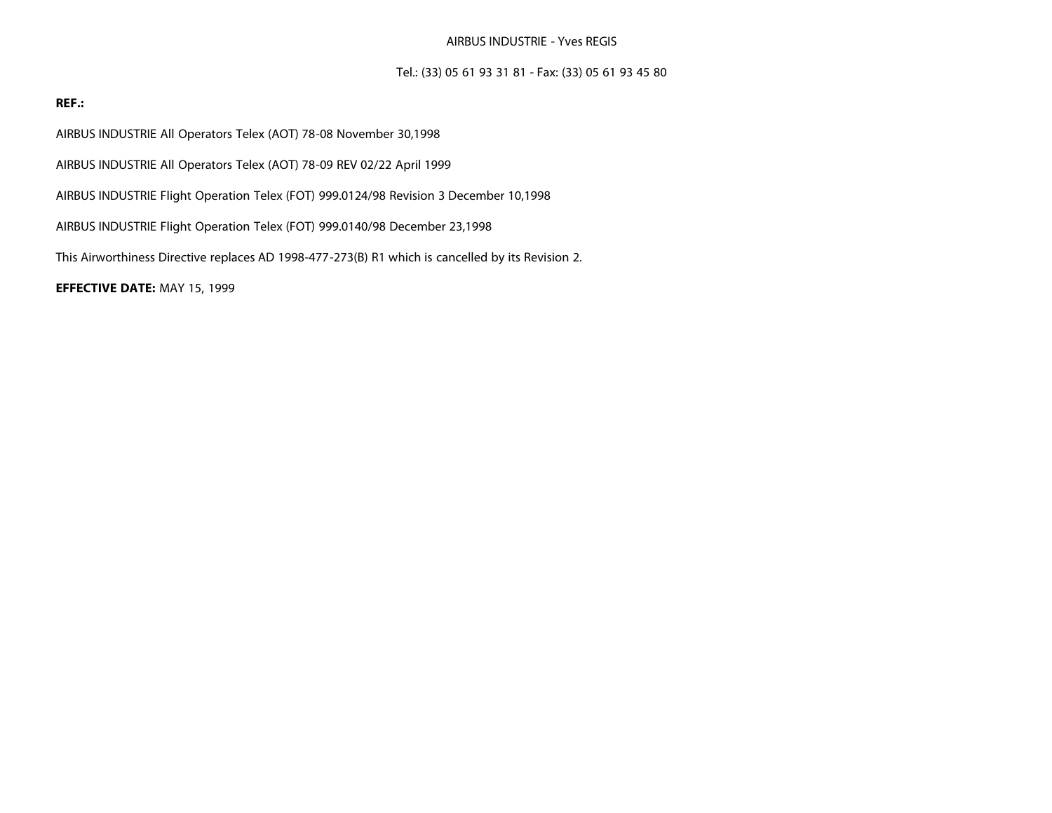AIRBUS INDUSTRIE - Yves REGIS

Tel.: (33) 05 61 93 31 81 - Fax: (33) 05 61 93 45 80

**REF.:**

AIRBUS INDUSTRIE All Operators Telex (AOT) 78-08 November 30,1998

AIRBUS INDUSTRIE All Operators Telex (AOT) 78-09 REV 02/22 April 1999

AIRBUS INDUSTRIE Flight Operation Telex (FOT) 999.0124/98 Revision 3 December 10,1998

AIRBUS INDUSTRIE Flight Operation Telex (FOT) 999.0140/98 December 23,1998

This Airworthiness Directive replaces AD 1998-477-273(B) R1 which is cancelled by its Revision 2.

**EFFECTIVE DATE:** MAY 15, 1999